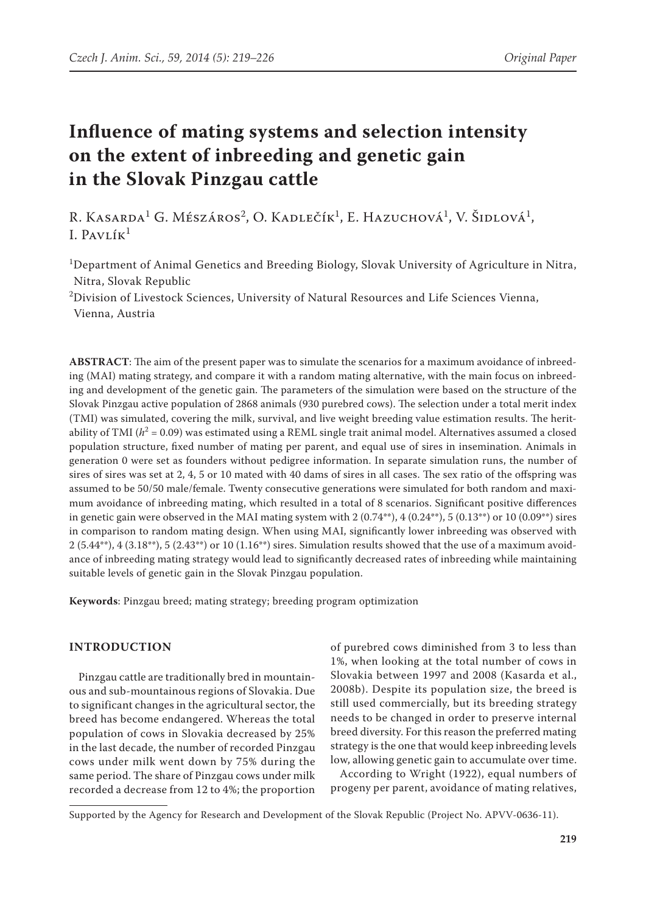# Influence of mating systems and selection intensity on the extent of inbreeding and genetic gain in the Slovak Pinzgau cattle

R. Kasarda[1] G. Mészáros[2], O. Kadlečík[1], E. Hazuchová[1], V. Šidlová[1], I. Pavlík[1]

[1]Department of Animal Genetics and Breeding Biology, Slovak University of Agriculture in Nitra, Nitra, Slovak Republic

[2]Division of Livestock Sciences, University of Natural Resources and Life Sciences Vienna, Vienna, Austria

**ABSTRACT**: The aim of the present paper was to simulate the scenarios for a maximum avoidance of inbreeding (MAI) mating strategy, and compare it with a random mating alternative, with the main focus on inbreeding and development of the genetic gain. The parameters of the simulation were based on the structure of the Slovak Pinzgau active population of 2868 animals (930 purebred cows). The selection under a total merit index (TMI) was simulated, covering the milk, survival, and live weight breeding value estimation results. The heritability of TMI ($h^2$ = 0.09) was estimated using a REML single trait animal model. Alternatives assumed a closed population structure, fixed number of mating per parent, and equal use of sires in insemination. Animals in generation 0 were set as founders without pedigree information. In separate simulation runs, the number of sires of sires was set at 2, 4, 5 or 10 mated with 40 dams of sires in all cases. The sex ratio of the offspring was assumed to be 50/50 male/female. Twenty consecutive generations were simulated for both random and maximum avoidance of inbreeding mating, which resulted in a total of 8 scenarios. Significant positive differences in genetic gain were observed in the MAI mating system with 2 (0.74**), 4 (0.24**), 5 (0.13**) or 10 (0.09**) sires in comparison to random mating design. When using MAI, significantly lower inbreeding was observed with 2 (5.44**), 4 (3.18**), 5 (2.43**) or 10 (1.16**) sires. Simulation results showed that the use of a maximum avoidance of inbreeding mating strategy would lead to significantly decreased rates of inbreeding while maintaining suitable levels of genetic gain in the Slovak Pinzgau population.

**Keywords**: Pinzgau breed; mating strategy; breeding program optimization

## INTRODUCTION

Pinzgau cattle are traditionally bred in mountainous and sub-mountainous regions of Slovakia. Due to significant changes in the agricultural sector, the breed has become endangered. Whereas the total population of cows in Slovakia decreased by 25% in the last decade, the number of recorded Pinzgau cows under milk went down by 75% during the same period. The share of Pinzgau cows under milk recorded a decrease from 12 to 4%; the proportion of purebred cows diminished from 3 to less than 1%, when looking at the total number of cows in Slovakia between 1997 and 2008 (Kasarda et al., 2008b). Despite its population size, the breed is still used commercially, but its breeding strategy needs to be changed in order to preserve internal breed diversity. For this reason the preferred mating strategy is the one that would keep inbreeding levels low, allowing genetic gain to accumulate over time.

According to Wright (1922), equal numbers of progeny per parent, avoidance of mating relatives,

Supported by the Agency for Research and Development of the Slovak Republic (Project No. APVV-0636-11).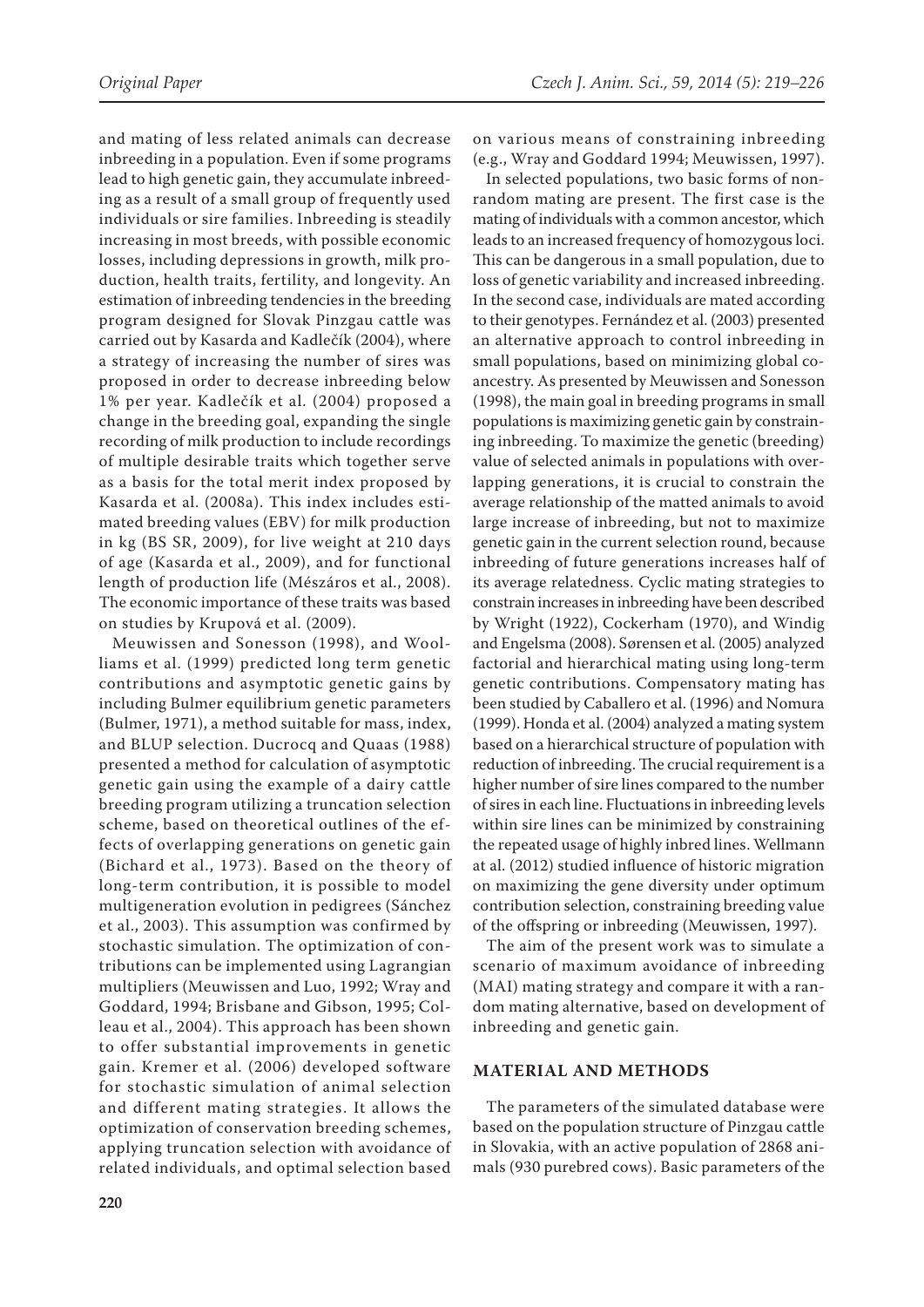and mating of less related animals can decrease inbreeding in a population. Even if some programs lead to high genetic gain, they accumulate inbreeding as a result of a small group of frequently used individuals or sire families. Inbreeding is steadily increasing in most breeds, with possible economic losses, including depressions in growth, milk production, health traits, fertility, and longevity. An estimation of inbreeding tendencies in the breeding program designed for Slovak Pinzgau cattle was carried out by Kasarda and Kadlečík (2004), where a strategy of increasing the number of sires was proposed in order to decrease inbreeding below 1% per year. Kadlečík et al. (2004) proposed a change in the breeding goal, expanding the single recording of milk production to include recordings of multiple desirable traits which together serve as a basis for the total merit index proposed by Kasarda et al. (2008a). This index includes estimated breeding values (EBV) for milk production in kg (BS SR, 2009), for live weight at 210 days of age (Kasarda et al., 2009), and for functional length of production life (Mészáros et al., 2008). The economic importance of these traits was based on studies by Krupová et al. (2009).

Meuwissen and Sonesson (1998), and Woolliams et al. (1999) predicted long term genetic contributions and asymptotic genetic gains by including Bulmer equilibrium genetic parameters (Bulmer, 1971), a method suitable for mass, index, and BLUP selection. Ducrocq and Quaas (1988) presented a method for calculation of asymptotic genetic gain using the example of a dairy cattle breeding program utilizing a truncation selection scheme, based on theoretical outlines of the effects of overlapping generations on genetic gain (Bichard et al., 1973). Based on the theory of long-term contribution, it is possible to model multigeneration evolution in pedigrees (Sánchez et al., 2003). This assumption was confirmed by stochastic simulation. The optimization of contributions can be implemented using Lagrangian multipliers (Meuwissen and Luo, 1992; Wray and Goddard, 1994; Brisbane and Gibson, 1995; Colleau et al., 2004). This approach has been shown to offer substantial improvements in genetic gain. Kremer et al. (2006) developed software for stochastic simulation of animal selection and different mating strategies. It allows the optimization of conservation breeding schemes, applying truncation selection with avoidance of related individuals, and optimal selection based on various means of constraining inbreeding (e.g., Wray and Goddard 1994; Meuwissen, 1997).

In selected populations, two basic forms of nonrandom mating are present. The first case is the mating of individuals with a common ancestor, which leads to an increased frequency of homozygous loci. This can be dangerous in a small population, due to loss of genetic variability and increased inbreeding. In the second case, individuals are mated according to their genotypes. Fernández et al. (2003) presented an alternative approach to control inbreeding in small populations, based on minimizing global coancestry. As presented by Meuwissen and Sonesson (1998), the main goal in breeding programs in small populations is maximizing genetic gain by constraining inbreeding. To maximize the genetic (breeding) value of selected animals in populations with overlapping generations, it is crucial to constrain the average relationship of the matted animals to avoid large increase of inbreeding, but not to maximize genetic gain in the current selection round, because inbreeding of future generations increases half of its average relatedness. Cyclic mating strategies to constrain increases in inbreeding have been described by Wright (1922), Cockerham (1970), and Windig and Engelsma (2008). Sørensen et al. (2005) analyzed factorial and hierarchical mating using long-term genetic contributions. Compensatory mating has been studied by Caballero et al. (1996) and Nomura (1999). Honda et al. (2004) analyzed a mating system based on a hierarchical structure of population with reduction of inbreeding. The crucial requirement is a higher number of sire lines compared to the number of sires in each line. Fluctuations in inbreeding levels within sire lines can be minimized by constraining the repeated usage of highly inbred lines. Wellmann at al. (2012) studied influence of historic migration on maximizing the gene diversity under optimum contribution selection, constraining breeding value of the offspring or inbreeding (Meuwissen, 1997).

The aim of the present work was to simulate a scenario of maximum avoidance of inbreeding (MAI) mating strategy and compare it with a random mating alternative, based on development of inbreeding and genetic gain.

## MATERIAL AND METHODS

The parameters of the simulated database were based on the population structure of Pinzgau cattle in Slovakia, with an active population of 2868 animals (930 purebred cows). Basic parameters of the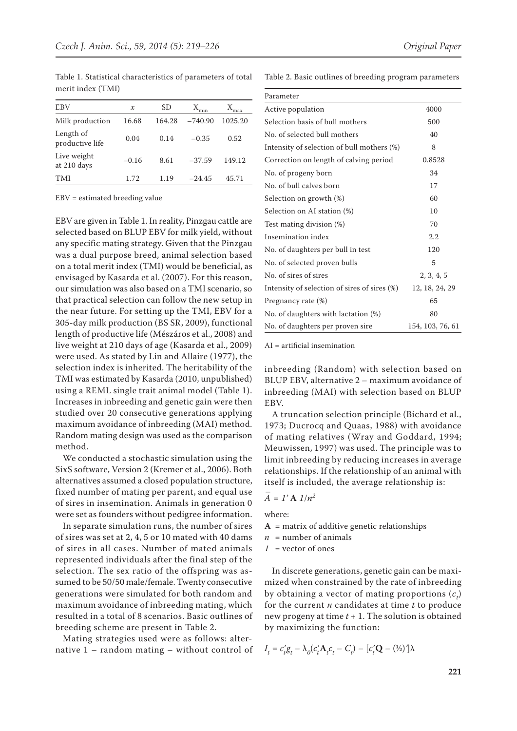Table 1. Statistical characteristics of parameters of total merit index (TMI)

| EBV | $x$ | SD | $X_{min}$ | $X_{max}$ |
|---|---|---|---|---|
| Milk production | 16.68 | 164.28 | –740.90 | 1025.20 |
| Length of productive life | 0.04 | 0.14 | –0.35 | 0.52 |
| Live weight at 210 days | –0.16 | 8.61 | –37.59 | 149.12 |
| TMI | 1.72 | 1.19 | –24.45 | 45.71 |

EBV = estimated breeding value

EBV are given in Table 1. In reality, Pinzgau cattle are selected based on BLUP EBV for milk yield, without any specific mating strategy. Given that the Pinzgau was a dual purpose breed, animal selection based on a total merit index (TMI) would be beneficial, as envisaged by Kasarda et al. (2007). For this reason, our simulation was also based on a TMI scenario, so that practical selection can follow the new setup in the near future. For setting up the TMI, EBV for a 305-day milk production (BS SR, 2009), functional length of productive life (Mészáros et al., 2008) and live weight at 210 days of age (Kasarda et al., 2009) were used. As stated by Lin and Allaire (1977), the selection index is inherited. The heritability of the TMI was estimated by Kasarda (2010, unpublished) using a REML single trait animal model (Table 1). Increases in inbreeding and genetic gain were then studied over 20 consecutive generations applying maximum avoidance of inbreeding (MAI) method. Random mating design was used as the comparison method.

We conducted a stochastic simulation using the SixS software, Version 2 (Kremer et al., 2006). Both alternatives assumed a closed population structure, fixed number of mating per parent, and equal use of sires in insemination. Animals in generation 0 were set as founders without pedigree information.

In separate simulation runs, the number of sires of sires was set at 2, 4, 5 or 10 mated with 40 dams of sires in all cases. Number of mated animals represented individuals after the final step of the selection. The sex ratio of the offspring was assumed to be 50/50 male/female. Twenty consecutive generations were simulated for both random and maximum avoidance of inbreeding mating, which resulted in a total of 8 scenarios. Basic outlines of breeding scheme are present in Table 2.

Mating strategies used were as follows: alternative 1 – random mating – without control of inbreeding (Random) with selection based on BLUP EBV, alternative 2 – maximum avoidance of inbreeding (MAI) with selection based on BLUP EBV.

Table 2. Basic outlines of breeding program parameters

| Parameter | |
|---|---|
| Active population | 4000 |
| Selection basis of bull mothers | 500 |
| No. of selected bull mothers | 40 |
| Intensity of selection of bull mothers (%) | 8 |
| Correction on length of calving period | 0.8528 |
| No. of progeny born | 34 |
| No. of bull calves born | 17 |
| Selection on growth (%) | 60 |
| Selection on AI station (%) | 10 |
| Test mating division (%) | 70 |
| Insemination index | 2.2 |
| No. of daughters per bull in test | 120 |
| No. of selected proven bulls | 5 |
| No. of sires of sires | 2, 3, 4, 5 |
| Intensity of selection of sires of sires (%) | 12, 18, 24, 29 |
| Pregnancy rate (%) | 65 |
| No. of daughters with lactation (%) | 80 |
| No. of daughters per proven sire | 154, 103, 76, 61 |

AI = artificial insemination

A truncation selection principle (Bichard et al., 1973; Ducrocq and Quaas, 1988) with avoidance of mating relatives (Wray and Goddard, 1994; Meuwissen, 1997) was used. The principle was to limit inbreeding by reducing increases in average relationships. If the relationship of an animal with itself is included, the average relationship is:

$$\bar{A} = 1'\mathbf{A}\,1/n^2$$

where:

$\mathbf{A}$ = matrix of additive genetic relationships

$n$ = number of animals

$1$ = vector of ones

In discrete generations, genetic gain can be maximized when constrained by the rate of inbreeding by obtaining a vector of mating proportions ($c_t$) for the current $n$ candidates at time $t$ to produce new progeny at time $t + 1$. The solution is obtained by maximizing the function:

$$I_t = c_t'g_t - \lambda_0(c_t'\mathbf{A}_t c_t - C_t) - [c_t'\mathbf{Q} - (½)']\lambda$$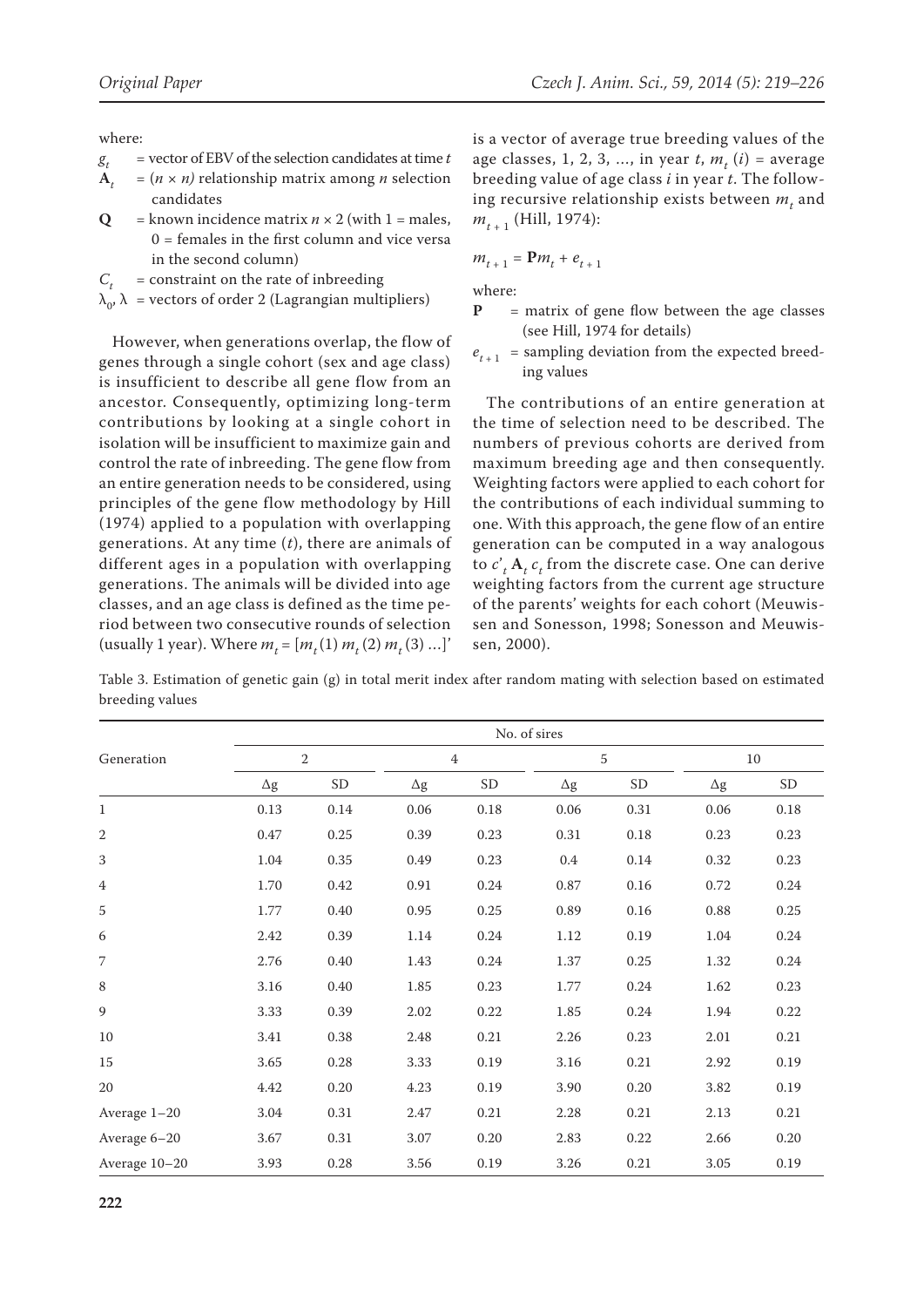where:

- $g_t$ = vector of EBV of the selection candidates at time $t$
- $\mathbf{A}_t$ = $(n \times n)$ relationship matrix among $n$ selection candidates
- $\mathbf{Q}$ = known incidence matrix $n \times 2$ (with 1 = males, 0 = females in the first column and vice versa in the second column)
- $C_t$ = constraint on the rate of inbreeding
- $\lambda_0, \lambda$ = vectors of order 2 (Lagrangian multipliers)

However, when generations overlap, the flow of genes through a single cohort (sex and age class) is insufficient to describe all gene flow from an ancestor. Consequently, optimizing long-term contributions by looking at a single cohort in isolation will be insufficient to maximize gain and control the rate of inbreeding. The gene flow from an entire generation needs to be considered, using principles of the gene flow methodology by Hill (1974) applied to a population with overlapping generations. At any time ($t$), there are animals of different ages in a population with overlapping generations. The animals will be divided into age classes, and an age class is defined as the time period between two consecutive rounds of selection (usually 1 year). Where $m_t = [m_t(1)\ m_t(2)\ m_t(3) \ldots]'$ is a vector of average true breeding values of the age classes, 1, 2, 3, ..., in year $t$, $m_t(i)$ = average breeding value of age class $i$ in year $t$. The following recursive relationship exists between $m_t$ and $m_{t+1}$ (Hill, 1974):

$$m_{t+1} = \mathbf{P}m_t + e_{t+1}$$

where:

- $\mathbf{P}$ = matrix of gene flow between the age classes (see Hill, 1974 for details)
- $e_{t+1}$ = sampling deviation from the expected breeding values

The contributions of an entire generation at the time of selection need to be described. The numbers of previous cohorts are derived from maximum breeding age and then consequently. Weighting factors were applied to each cohort for the contributions of each individual summing to one. With this approach, the gene flow of an entire generation can be computed in a way analogous to $c'_t\, \mathbf{A}_t\, c_t$ from the discrete case. One can derive weighting factors from the current age structure of the parents' weights for each cohort (Meuwissen and Sonesson, 1998; Sonesson and Meuwissen, 2000).

Table 3. Estimation of genetic gain (g) in total merit index after random mating with selection based on estimated breeding values

| Generation | No. of sires | | | | | | | |
|---|---|---|---|---|---|---|---|---|
| | 2 | | 4 | | 5 | | 10 | |
| | Δg | SD | Δg | SD | Δg | SD | Δg | SD |
| 1 | 0.13 | 0.14 | 0.06 | 0.18 | 0.06 | 0.31 | 0.06 | 0.18 |
| 2 | 0.47 | 0.25 | 0.39 | 0.23 | 0.31 | 0.18 | 0.23 | 0.23 |
| 3 | 1.04 | 0.35 | 0.49 | 0.23 | 0.4 | 0.14 | 0.32 | 0.23 |
| 4 | 1.70 | 0.42 | 0.91 | 0.24 | 0.87 | 0.16 | 0.72 | 0.24 |
| 5 | 1.77 | 0.40 | 0.95 | 0.25 | 0.89 | 0.16 | 0.88 | 0.25 |
| 6 | 2.42 | 0.39 | 1.14 | 0.24 | 1.12 | 0.19 | 1.04 | 0.24 |
| 7 | 2.76 | 0.40 | 1.43 | 0.24 | 1.37 | 0.25 | 1.32 | 0.24 |
| 8 | 3.16 | 0.40 | 1.85 | 0.23 | 1.77 | 0.24 | 1.62 | 0.23 |
| 9 | 3.33 | 0.39 | 2.02 | 0.22 | 1.85 | 0.24 | 1.94 | 0.22 |
| 10 | 3.41 | 0.38 | 2.48 | 0.21 | 2.26 | 0.23 | 2.01 | 0.21 |
| 15 | 3.65 | 0.28 | 3.33 | 0.19 | 3.16 | 0.21 | 2.92 | 0.19 |
| 20 | 4.42 | 0.20 | 4.23 | 0.19 | 3.90 | 0.20 | 3.82 | 0.19 |
| Average 1–20 | 3.04 | 0.31 | 2.47 | 0.21 | 2.28 | 0.21 | 2.13 | 0.21 |
| Average 6–20 | 3.67 | 0.31 | 3.07 | 0.20 | 2.83 | 0.22 | 2.66 | 0.20 |
| Average 10–20 | 3.93 | 0.28 | 3.56 | 0.19 | 3.26 | 0.21 | 3.05 | 0.19 |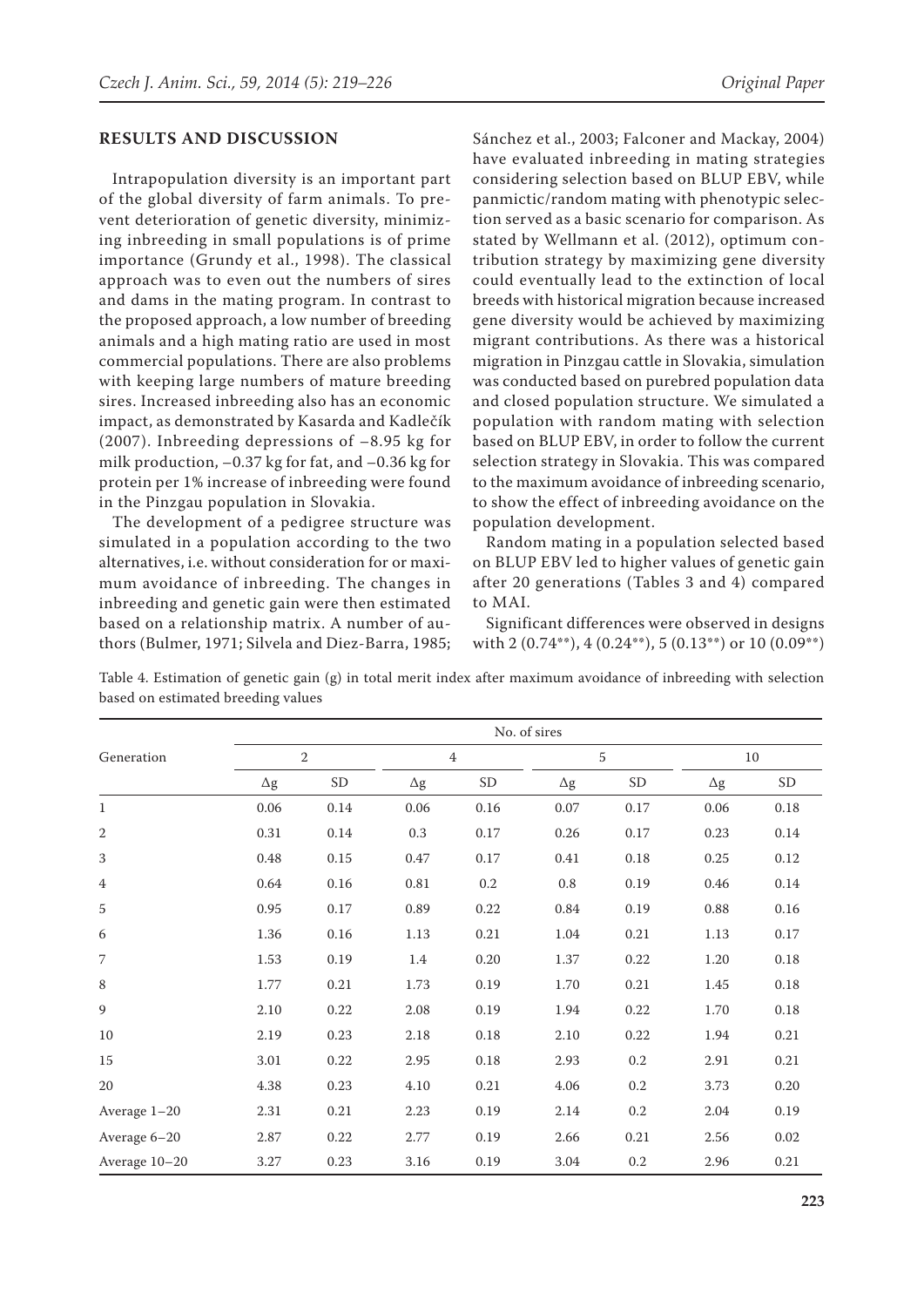## RESULTS AND DISCUSSION

Intrapopulation diversity is an important part of the global diversity of farm animals. To prevent deterioration of genetic diversity, minimizing inbreeding in small populations is of prime importance (Grundy et al., 1998). The classical approach was to even out the numbers of sires and dams in the mating program. In contrast to the proposed approach, a low number of breeding animals and a high mating ratio are used in most commercial populations. There are also problems with keeping large numbers of mature breeding sires. Increased inbreeding also has an economic impact, as demonstrated by Kasarda and Kadlečík (2007). Inbreeding depressions of −8.95 kg for milk production, −0.37 kg for fat, and −0.36 kg for protein per 1% increase of inbreeding were found in the Pinzgau population in Slovakia.

The development of a pedigree structure was simulated in a population according to the two alternatives, i.e. without consideration for or maximum avoidance of inbreeding. The changes in inbreeding and genetic gain were then estimated based on a relationship matrix. A number of authors (Bulmer, 1971; Silvela and Diez-Barra, 1985; Sánchez et al., 2003; Falconer and Mackay, 2004) have evaluated inbreeding in mating strategies considering selection based on BLUP EBV, while panmictic/random mating with phenotypic selection served as a basic scenario for comparison. As stated by Wellmann et al. (2012), optimum contribution strategy by maximizing gene diversity could eventually lead to the extinction of local breeds with historical migration because increased gene diversity would be achieved by maximizing migrant contributions. As there was a historical migration in Pinzgau cattle in Slovakia, simulation was conducted based on purebred population data and closed population structure. We simulated a population with random mating with selection based on BLUP EBV, in order to follow the current selection strategy in Slovakia. This was compared to the maximum avoidance of inbreeding scenario, to show the effect of inbreeding avoidance on the population development.

Random mating in a population selected based on BLUP EBV led to higher values of genetic gain after 20 generations (Tables 3 and 4) compared to MAI.

Significant differences were observed in designs with 2 (0.74**), 4 (0.24**), 5 (0.13**) or 10 (0.09**)

Table 4. Estimation of genetic gain (g) in total merit index after maximum avoidance of inbreeding with selection based on estimated breeding values

| Generation | No. of sires | | | | | | | |
|---|---|---|---|---|---|---|---|---|
| | 2 | | 4 | | 5 | | 10 | |
| | Δg | SD | Δg | SD | Δg | SD | Δg | SD |
| 1 | 0.06 | 0.14 | 0.06 | 0.16 | 0.07 | 0.17 | 0.06 | 0.18 |
| 2 | 0.31 | 0.14 | 0.3 | 0.17 | 0.26 | 0.17 | 0.23 | 0.14 |
| 3 | 0.48 | 0.15 | 0.47 | 0.17 | 0.41 | 0.18 | 0.25 | 0.12 |
| 4 | 0.64 | 0.16 | 0.81 | 0.2 | 0.8 | 0.19 | 0.46 | 0.14 |
| 5 | 0.95 | 0.17 | 0.89 | 0.22 | 0.84 | 0.19 | 0.88 | 0.16 |
| 6 | 1.36 | 0.16 | 1.13 | 0.21 | 1.04 | 0.21 | 1.13 | 0.17 |
| 7 | 1.53 | 0.19 | 1.4 | 0.20 | 1.37 | 0.22 | 1.20 | 0.18 |
| 8 | 1.77 | 0.21 | 1.73 | 0.19 | 1.70 | 0.21 | 1.45 | 0.18 |
| 9 | 2.10 | 0.22 | 2.08 | 0.19 | 1.94 | 0.22 | 1.70 | 0.18 |
| 10 | 2.19 | 0.23 | 2.18 | 0.18 | 2.10 | 0.22 | 1.94 | 0.21 |
| 15 | 3.01 | 0.22 | 2.95 | 0.18 | 2.93 | 0.2 | 2.91 | 0.21 |
| 20 | 4.38 | 0.23 | 4.10 | 0.21 | 4.06 | 0.2 | 3.73 | 0.20 |
| Average 1–20 | 2.31 | 0.21 | 2.23 | 0.19 | 2.14 | 0.2 | 2.04 | 0.19 |
| Average 6–20 | 2.87 | 0.22 | 2.77 | 0.19 | 2.66 | 0.21 | 2.56 | 0.02 |
| Average 10–20 | 3.27 | 0.23 | 3.16 | 0.19 | 3.04 | 0.2 | 2.96 | 0.21 |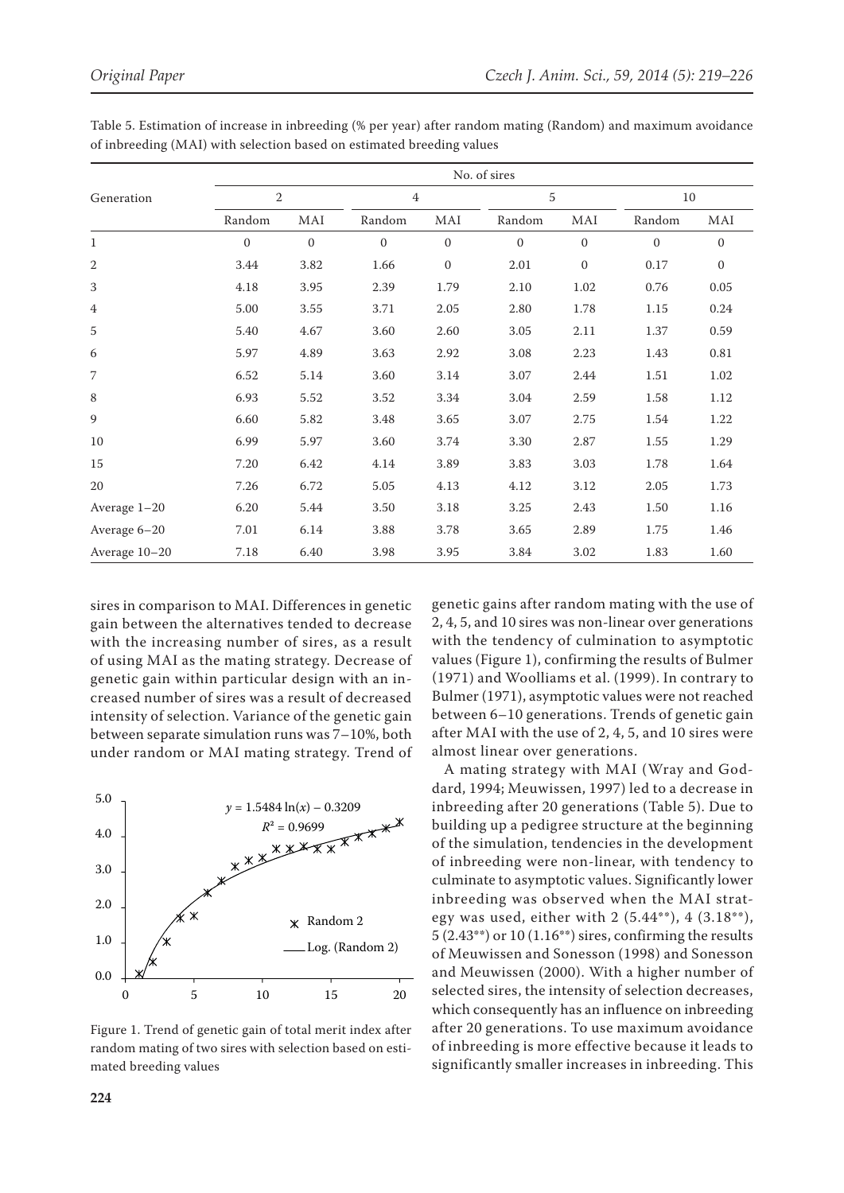Table 5. Estimation of increase in inbreeding (% per year) after random mating (Random) and maximum avoidance of inbreeding (MAI) with selection based on estimated breeding values

| Generation | No. of sires | | | | | | | |
|---|---|---|---|---|---|---|---|---|
| | 2 | | 4 | | 5 | | 10 | |
| | Random | MAI | Random | MAI | Random | MAI | Random | MAI |
| 1 | 0 | 0 | 0 | 0 | 0 | 0 | 0 | 0 |
| 2 | 3.44 | 3.82 | 1.66 | 0 | 2.01 | 0 | 0.17 | 0 |
| 3 | 4.18 | 3.95 | 2.39 | 1.79 | 2.10 | 1.02 | 0.76 | 0.05 |
| 4 | 5.00 | 3.55 | 3.71 | 2.05 | 2.80 | 1.78 | 1.15 | 0.24 |
| 5 | 5.40 | 4.67 | 3.60 | 2.60 | 3.05 | 2.11 | 1.37 | 0.59 |
| 6 | 5.97 | 4.89 | 3.63 | 2.92 | 3.08 | 2.23 | 1.43 | 0.81 |
| 7 | 6.52 | 5.14 | 3.60 | 3.14 | 3.07 | 2.44 | 1.51 | 1.02 |
| 8 | 6.93 | 5.52 | 3.52 | 3.34 | 3.04 | 2.59 | 1.58 | 1.12 |
| 9 | 6.60 | 5.82 | 3.48 | 3.65 | 3.07 | 2.75 | 1.54 | 1.22 |
| 10 | 6.99 | 5.97 | 3.60 | 3.74 | 3.30 | 2.87 | 1.55 | 1.29 |
| 15 | 7.20 | 6.42 | 4.14 | 3.89 | 3.83 | 3.03 | 1.78 | 1.64 |
| 20 | 7.26 | 6.72 | 5.05 | 4.13 | 4.12 | 3.12 | 2.05 | 1.73 |
| Average 1–20 | 6.20 | 5.44 | 3.50 | 3.18 | 3.25 | 2.43 | 1.50 | 1.16 |
| Average 6–20 | 7.01 | 6.14 | 3.88 | 3.78 | 3.65 | 2.89 | 1.75 | 1.46 |
| Average 10–20 | 7.18 | 6.40 | 3.98 | 3.95 | 3.84 | 3.02 | 1.83 | 1.60 |

sires in comparison to MAI. Differences in genetic gain between the alternatives tended to decrease with the increasing number of sires, as a result of using MAI as the mating strategy. Decrease of genetic gain within particular design with an increased number of sires was a result of decreased intensity of selection. Variance of the genetic gain between separate simulation runs was 7–10%, both under random or MAI mating strategy. Trend of genetic gains after random mating with the use of 2, 4, 5, and 10 sires was non-linear over generations with the tendency of culmination to asymptotic values (Figure 1), confirming the results of Bulmer (1971) and Woolliams et al. (1999). In contrary to Bulmer (1971), asymptotic values were not reached between 6–10 generations. Trends of genetic gain after MAI with the use of 2, 4, 5, and 10 sires were almost linear over generations.

$y = 1.5484 \ln(x) - 0.3209$
$R^2 = 0.9699$

Figure 1. Trend of genetic gain of total merit index after random mating of two sires with selection based on estimated breeding values

A mating strategy with MAI (Wray and Goddard, 1994; Meuwissen, 1997) led to a decrease in inbreeding after 20 generations (Table 5). Due to building up a pedigree structure at the beginning of the simulation, tendencies in the development of inbreeding were non-linear, with tendency to culminate to asymptotic values. Significantly lower inbreeding was observed when the MAI strategy was used, either with 2 (5.44\*\*), 4 (3.18\*\*), 5 (2.43\*\*) or 10 (1.16\*\*) sires, confirming the results of Meuwissen and Sonesson (1998) and Sonesson and Meuwissen (2000). With a higher number of selected sires, the intensity of selection decreases, which consequently has an influence on inbreeding after 20 generations. To use maximum avoidance of inbreeding is more effective because it leads to significantly smaller increases in inbreeding. This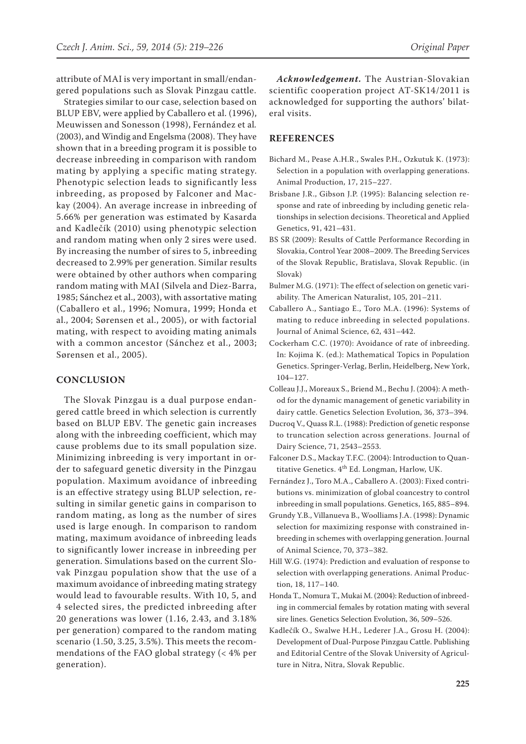attribute of MAI is very important in small/endangered populations such as Slovak Pinzgau cattle.

Strategies similar to our case, selection based on BLUP EBV, were applied by Caballero et al. (1996), Meuwissen and Sonesson (1998), Fernández et al. (2003), and Windig and Engelsma (2008). They have shown that in a breeding program it is possible to decrease inbreeding in comparison with random mating by applying a specific mating strategy. Phenotypic selection leads to significantly less inbreeding, as proposed by Falconer and Mackay (2004). An average increase in inbreeding of 5.66% per generation was estimated by Kasarda and Kadlečík (2010) using phenotypic selection and random mating when only 2 sires were used. By increasing the number of sires to 5, inbreeding decreased to 2.99% per generation. Similar results were obtained by other authors when comparing random mating with MAI (Silvela and Diez-Barra, 1985; Sánchez et al., 2003), with assortative mating (Caballero et al., 1996; Nomura, 1999; Honda et al., 2004; Sørensen et al., 2005), or with factorial mating, with respect to avoiding mating animals with a common ancestor (Sánchez et al., 2003; Sørensen et al., 2005).

## CONCLUSION

The Slovak Pinzgau is a dual purpose endangered cattle breed in which selection is currently based on BLUP EBV. The genetic gain increases along with the inbreeding coefficient, which may cause problems due to its small population size. Minimizing inbreeding is very important in order to safeguard genetic diversity in the Pinzgau population. Maximum avoidance of inbreeding is an effective strategy using BLUP selection, resulting in similar genetic gains in comparison to random mating, as long as the number of sires used is large enough. In comparison to random mating, maximum avoidance of inbreeding leads to significantly lower increase in inbreeding per generation. Simulations based on the current Slovak Pinzgau population show that the use of a maximum avoidance of inbreeding mating strategy would lead to favourable results. With 10, 5, and 4 selected sires, the predicted inbreeding after 20 generations was lower (1.16, 2.43, and 3.18% per generation) compared to the random mating scenario (1.50, 3.25, 3.5%). This meets the recommendations of the FAO global strategy (< 4% per generation).

***Acknowledgement.*** The Austrian-Slovakian scientific cooperation project AT-SK14/2011 is acknowledged for supporting the authors' bilateral visits.

## REFERENCES

Bichard M., Pease A.H.R., Swales P.H., Ozkutuk K. (1973): Selection in a population with overlapping generations. Animal Production, 17, 215–227.

Brisbane J.R., Gibson J.P. (1995): Balancing selection response and rate of inbreeding by including genetic relationships in selection decisions. Theoretical and Applied Genetics, 91, 421–431.

BS SR (2009): Results of Cattle Performance Recording in Slovakia, Control Year 2008–2009. The Breeding Services of the Slovak Republic, Bratislava, Slovak Republic. (in Slovak)

Bulmer M.G. (1971): The effect of selection on genetic variability. The American Naturalist, 105, 201–211.

Caballero A., Santiago E., Toro M.A. (1996): Systems of mating to reduce inbreeding in selected populations. Journal of Animal Science, 62, 431–442.

Cockerham C.C. (1970): Avoidance of rate of inbreeding. In: Kojima K. (ed.): Mathematical Topics in Population Genetics. Springer-Verlag, Berlin, Heidelberg, New York, 104–127.

Colleau J.J., Moreaux S., Briend M., Bechu J. (2004): A method for the dynamic management of genetic variability in dairy cattle. Genetics Selection Evolution, 36, 373–394.

Ducroq V., Quass R.L. (1988): Prediction of genetic response to truncation selection across generations. Journal of Dairy Science, 71, 2543–2553.

Falconer D.S., Mackay T.F.C. (2004): Introduction to Quantitative Genetics. 4th Ed. Longman, Harlow, UK.

Fernández J., Toro M.A., Caballero A. (2003): Fixed contributions vs. minimization of global coancestry to control inbreeding in small populations. Genetics, 165, 885–894.

Grundy Y.B., Villanueva B., Woolliams J.A. (1998): Dynamic selection for maximizing response with constrained inbreeding in schemes with overlapping generation. Journal of Animal Science, 70, 373–382.

Hill W.G. (1974): Prediction and evaluation of response to selection with overlapping generations. Animal Production, 18, 117–140.

Honda T., Nomura T., Mukai M. (2004): Reduction of inbreeding in commercial females by rotation mating with several sire lines. Genetics Selection Evolution, 36, 509–526.

Kadlečík O., Swalwe H.H., Lederer J.A., Grosu H. (2004): Development of Dual-Purpose Pinzgau Cattle. Publishing and Editorial Centre of the Slovak University of Agriculture in Nitra, Nitra, Slovak Republic.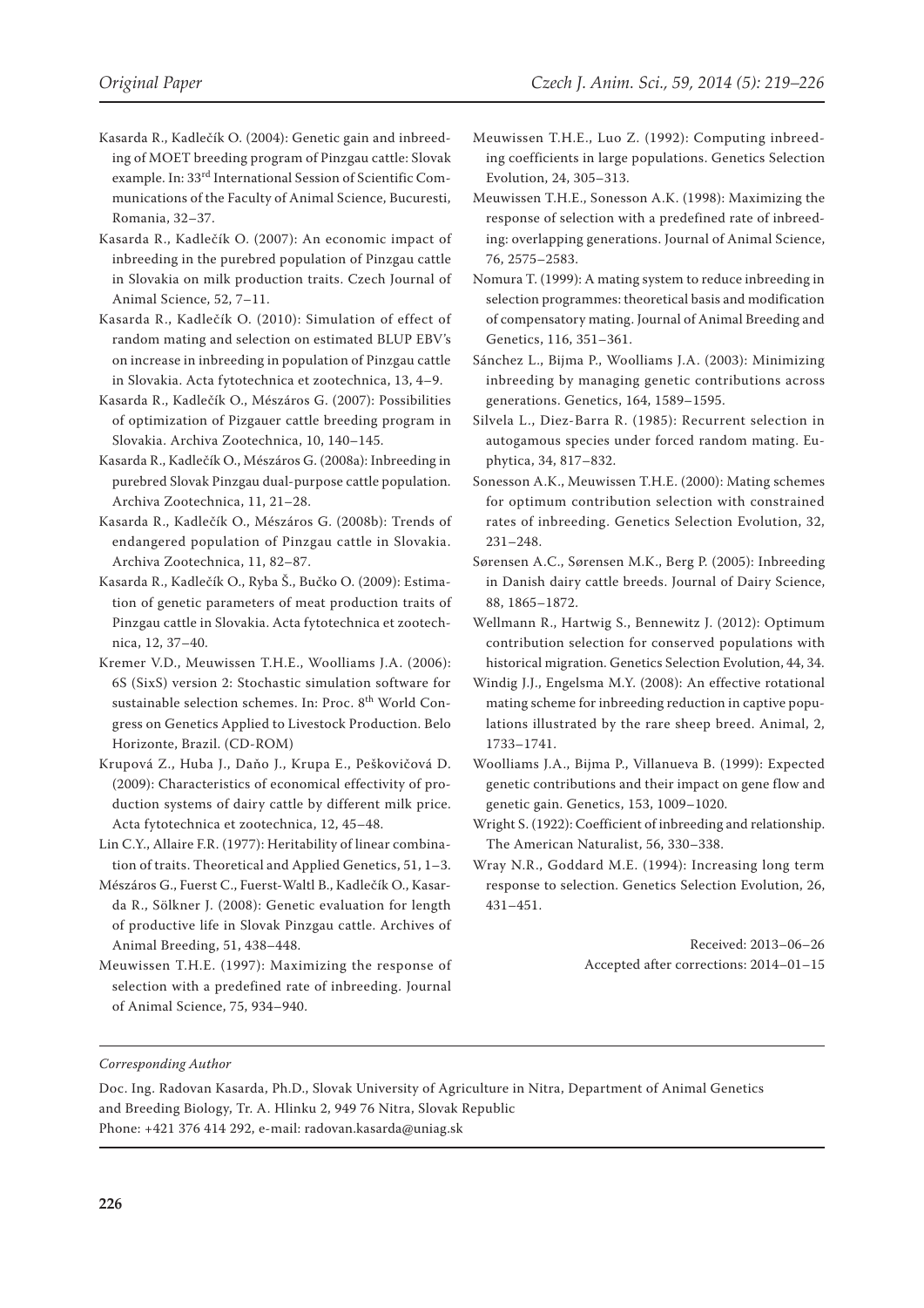Kasarda R., Kadlečík O. (2004): Genetic gain and inbreeding of MOET breeding program of Pinzgau cattle: Slovak example. In: 33rd International Session of Scientific Communications of the Faculty of Animal Science, Bucuresti, Romania, 32–37.

Kasarda R., Kadlečík O. (2007): An economic impact of inbreeding in the purebred population of Pinzgau cattle in Slovakia on milk production traits. Czech Journal of Animal Science, 52, 7–11.

Kasarda R., Kadlečík O. (2010): Simulation of effect of random mating and selection on estimated BLUP EBV's on increase in inbreeding in population of Pinzgau cattle in Slovakia. Acta fytotechnica et zootechnica, 13, 4–9.

Kasarda R., Kadlečík O., Mészáros G. (2007): Possibilities of optimization of Pizgauer cattle breeding program in Slovakia. Archiva Zootechnica, 10, 140–145.

Kasarda R., Kadlečík O., Mészáros G. (2008a): Inbreeding in purebred Slovak Pinzgau dual-purpose cattle population. Archiva Zootechnica, 11, 21–28.

Kasarda R., Kadlečík O., Mészáros G. (2008b): Trends of endangered population of Pinzgau cattle in Slovakia. Archiva Zootechnica, 11, 82–87.

Kasarda R., Kadlečík O., Ryba Š., Bučko O. (2009): Estimation of genetic parameters of meat production traits of Pinzgau cattle in Slovakia. Acta fytotechnica et zootechnica, 12, 37–40.

Kremer V.D., Meuwissen T.H.E., Woolliams J.A. (2006): 6S (SixS) version 2: Stochastic simulation software for sustainable selection schemes. In: Proc. 8th World Congress on Genetics Applied to Livestock Production. Belo Horizonte, Brazil. (CD-ROM)

Krupová Z., Huba J., Daňo J., Krupa E., Peškovičová D. (2009): Characteristics of economical effectivity of production systems of dairy cattle by different milk price. Acta fytotechnica et zootechnica, 12, 45–48.

Lin C.Y., Allaire F.R. (1977): Heritability of linear combination of traits. Theoretical and Applied Genetics, 51, 1–3.

Mészáros G., Fuerst C., Fuerst-Waltl B., Kadlečík O., Kasarda R., Sölkner J. (2008): Genetic evaluation for length of productive life in Slovak Pinzgau cattle. Archives of Animal Breeding, 51, 438–448.

Meuwissen T.H.E. (1997): Maximizing the response of selection with a predefined rate of inbreeding. Journal of Animal Science, 75, 934–940.

Meuwissen T.H.E., Luo Z. (1992): Computing inbreeding coefficients in large populations. Genetics Selection Evolution, 24, 305–313.

Meuwissen T.H.E., Sonesson A.K. (1998): Maximizing the response of selection with a predefined rate of inbreeding: overlapping generations. Journal of Animal Science, 76, 2575–2583.

Nomura T. (1999): A mating system to reduce inbreeding in selection programmes: theoretical basis and modification of compensatory mating. Journal of Animal Breeding and Genetics, 116, 351–361.

Sánchez L., Bijma P., Woolliams J.A. (2003): Minimizing inbreeding by managing genetic contributions across generations. Genetics, 164, 1589–1595.

Silvela L., Diez-Barra R. (1985): Recurrent selection in autogamous species under forced random mating. Euphytica, 34, 817–832.

Sonesson A.K., Meuwissen T.H.E. (2000): Mating schemes for optimum contribution selection with constrained rates of inbreeding. Genetics Selection Evolution, 32, 231–248.

Sørensen A.C., Sørensen M.K., Berg P. (2005): Inbreeding in Danish dairy cattle breeds. Journal of Dairy Science, 88, 1865–1872.

Wellmann R., Hartwig S., Bennewitz J. (2012): Optimum contribution selection for conserved populations with historical migration. Genetics Selection Evolution, 44, 34.

Windig J.J., Engelsma M.Y. (2008): An effective rotational mating scheme for inbreeding reduction in captive populations illustrated by the rare sheep breed. Animal, 2, 1733–1741.

Woolliams J.A., Bijma P., Villanueva B. (1999): Expected genetic contributions and their impact on gene flow and genetic gain. Genetics, 153, 1009–1020.

Wright S. (1922): Coefficient of inbreeding and relationship. The American Naturalist, 56, 330–338.

Wray N.R., Goddard M.E. (1994): Increasing long term response to selection. Genetics Selection Evolution, 26, 431–451.

Received: 2013–06–26
Accepted after corrections: 2014–01–15

*Corresponding Author*

Doc. Ing. Radovan Kasarda, Ph.D., Slovak University of Agriculture in Nitra, Department of Animal Genetics and Breeding Biology, Tr. A. Hlinku 2, 949 76 Nitra, Slovak Republic
Phone: +421 376 414 292, e-mail: radovan.kasarda@uniag.sk